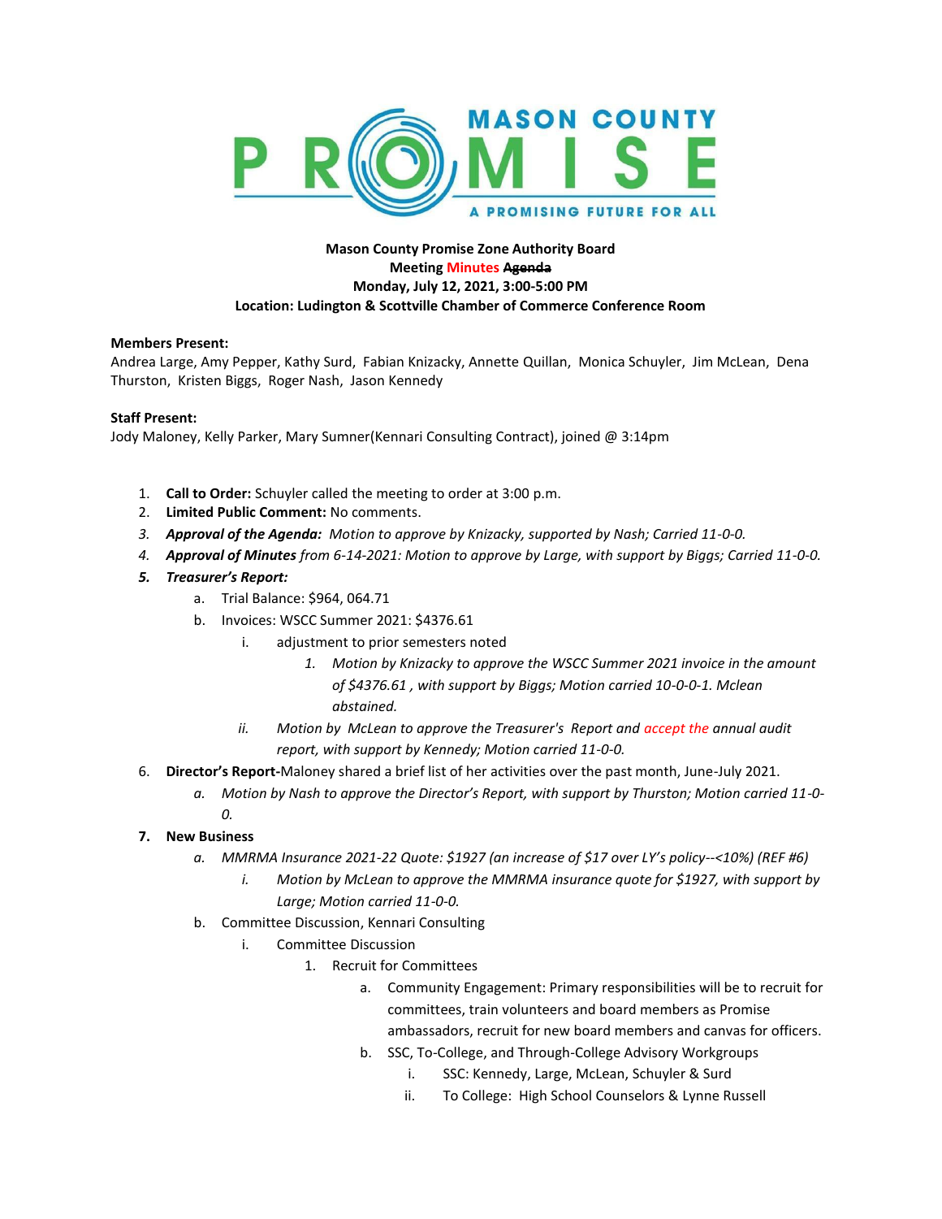**Mason County Promise Zone Authority Board**
**Meeting Minutes ~~Agenda~~**
**Monday, July 12, 2021, 3:00-5:00 PM**
**Location: Ludington & Scottville Chamber of Commerce Conference Room**

**Members Present:**
Andrea Large, Amy Pepper, Kathy Surd, Fabian Knizacky, Annette Quillan, Monica Schuyler, Jim McLean, Dena Thurston, Kristen Biggs, Roger Nash, Jason Kennedy

**Staff Present:**
Jody Maloney, Kelly Parker, Mary Sumner(Kennari Consulting Contract), joined @ 3:14pm

1. **Call to Order:** Schuyler called the meeting to order at 3:00 p.m.
2. **Limited Public Comment:** No comments.
3. ***Approval of the Agenda:*** *Motion to approve by Knizacky, supported by Nash; Carried 11-0-0.*
4. ***Approval of Minutes*** *from 6-14-2021: Motion to approve by Large, with support by Biggs; Carried 11-0-0.*
5. ***Treasurer's Report:***
   a. Trial Balance: $964, 064.71
   b. Invoices: WSCC Summer 2021: $4376.61
      i. adjustment to prior semesters noted
         1. *Motion by Knizacky to approve the WSCC Summer 2021 invoice in the amount of $4376.61 , with support by Biggs; Motion carried 10-0-0-1. Mclean abstained.*
      ii. *Motion by McLean to approve the Treasurer's Report and accept the annual audit report, with support by Kennedy; Motion carried 11-0-0.*
6. **Director's Report-**Maloney shared a brief list of her activities over the past month, June-July 2021.
   a. *Motion by Nash to approve the Director's Report, with support by Thurston; Motion carried 11-0-0.*
7. **New Business**
   a. *MMRMA Insurance 2021-22 Quote: $1927 (an increase of $17 over LY's policy--<10%) (REF #6)*
      i. *Motion by McLean to approve the MMRMA insurance quote for $1927, with support by Large; Motion carried 11-0-0.*
   b. Committee Discussion, Kennari Consulting
      i. Committee Discussion
         1. Recruit for Committees
            a. Community Engagement: Primary responsibilities will be to recruit for committees, train volunteers and board members as Promise ambassadors, recruit for new board members and canvas for officers.
            b. SSC, To-College, and Through-College Advisory Workgroups
               i. SSC: Kennedy, Large, McLean, Schuyler & Surd
               ii. To College: High School Counselors & Lynne Russell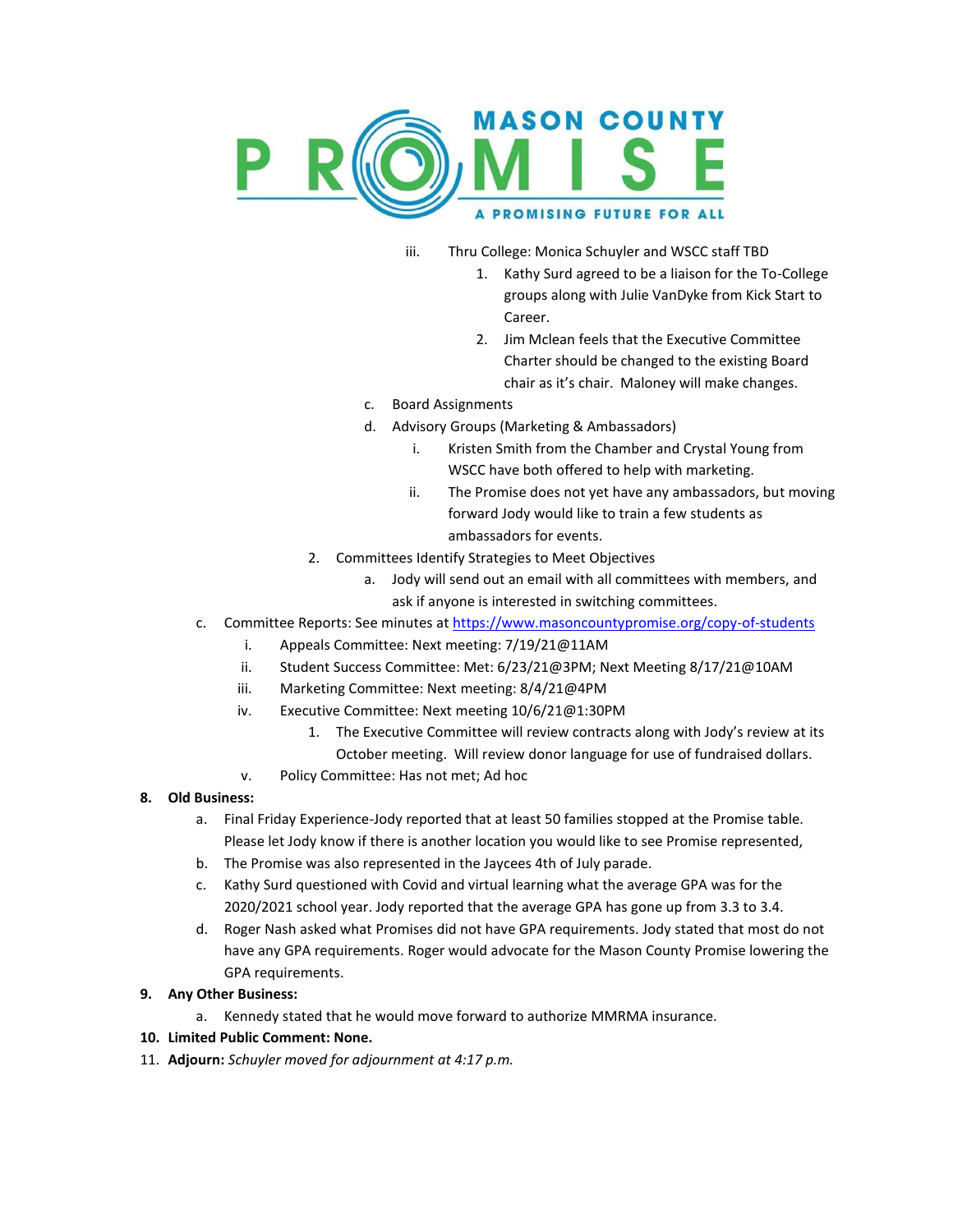iii. Thru College: Monica Schuyler and WSCC staff TBD
   1. Kathy Surd agreed to be a liaison for the To-College groups along with Julie VanDyke from Kick Start to Career.
   2. Jim Mclean feels that the Executive Committee Charter should be changed to the existing Board chair as it's chair. Maloney will make changes.

c. Board Assignments

d. Advisory Groups (Marketing & Ambassadors)
   i. Kristen Smith from the Chamber and Crystal Young from WSCC have both offered to help with marketing.
   ii. The Promise does not yet have any ambassadors, but moving forward Jody would like to train a few students as ambassadors for events.

2. Committees Identify Strategies to Meet Objectives
   a. Jody will send out an email with all committees with members, and ask if anyone is interested in switching committees.

c. Committee Reports: See minutes at https://www.masoncountypromise.org/copy-of-students
   i. Appeals Committee: Next meeting: 7/19/21@11AM
   ii. Student Success Committee: Met: 6/23/21@3PM; Next Meeting 8/17/21@10AM
   iii. Marketing Committee: Next meeting: 8/4/21@4PM
   iv. Executive Committee: Next meeting 10/6/21@1:30PM
      1. The Executive Committee will review contracts along with Jody's review at its October meeting. Will review donor language for use of fundraised dollars.
   v. Policy Committee: Has not met; Ad hoc

**8. Old Business:**

a. Final Friday Experience-Jody reported that at least 50 families stopped at the Promise table. Please let Jody know if there is another location you would like to see Promise represented,

b. The Promise was also represented in the Jaycees 4th of July parade.

c. Kathy Surd questioned with Covid and virtual learning what the average GPA was for the 2020/2021 school year. Jody reported that the average GPA has gone up from 3.3 to 3.4.

d. Roger Nash asked what Promises did not have GPA requirements. Jody stated that most do not have any GPA requirements. Roger would advocate for the Mason County Promise lowering the GPA requirements.

**9. Any Other Business:**

a. Kennedy stated that he would move forward to authorize MMRMA insurance.

**10. Limited Public Comment: None.**

11. **Adjourn:** *Schuyler moved for adjournment at 4:17 p.m.*